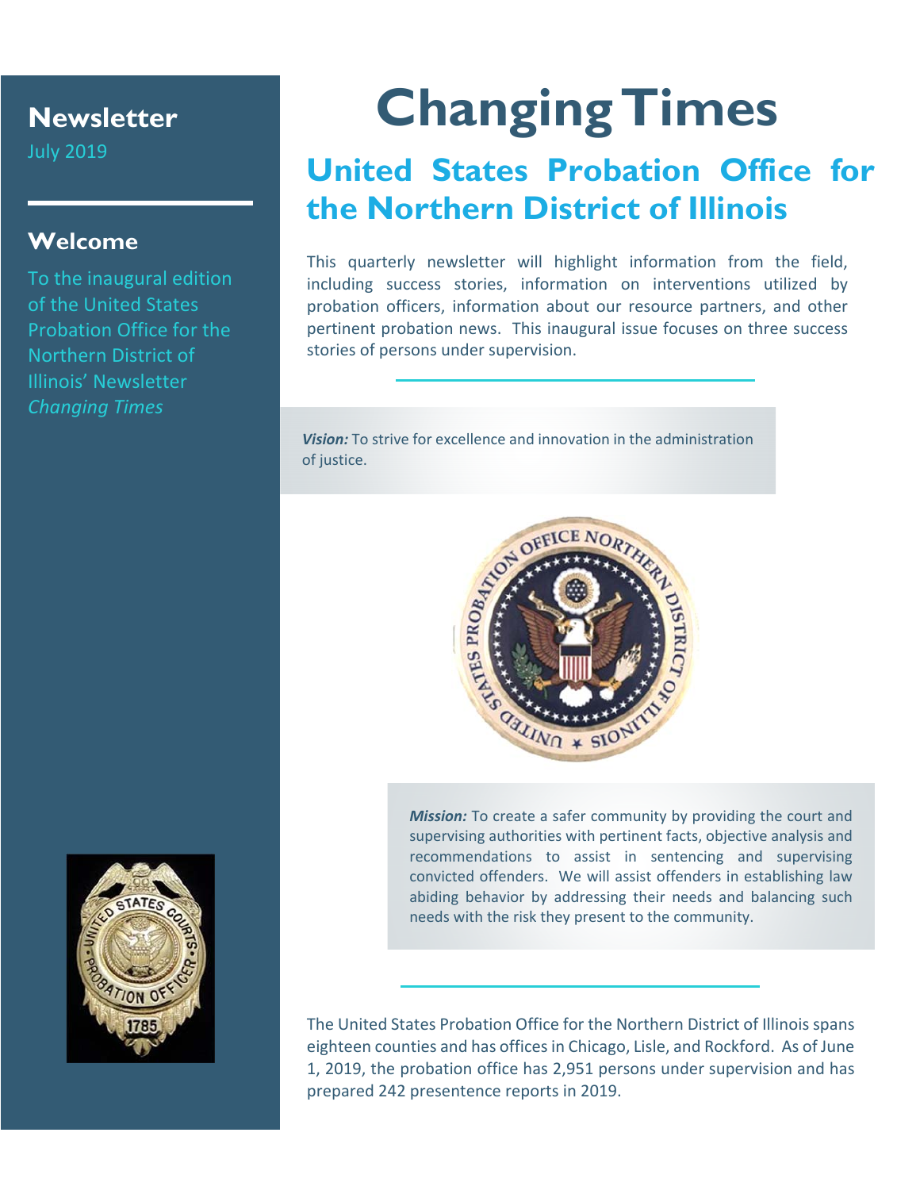## Newsletter

July 2019

## Welcome

To the inaugural edition of the United States Probation Office for the Northern District of Illinois' Newsletter *Changing Times*

# Changing Times

## United States Probation Office for the Northern District of Illinois

This quarterly newsletter will highlight information from the field, including success stories, information on interventions utilized by probation officers, information about our resource partners, and other pertinent probation news. This inaugural issue focuses on three success stories of persons under supervision.

***Vision:*** To strive for excellence and innovation in the administration of justice.

***Mission:*** To create a safer community by providing the court and supervising authorities with pertinent facts, objective analysis and recommendations to assist in sentencing and supervising convicted offenders. We will assist offenders in establishing law abiding behavior by addressing their needs and balancing such needs with the risk they present to the community.

The United States Probation Office for the Northern District of Illinois spans eighteen counties and has offices in Chicago, Lisle, and Rockford. As of June 1, 2019, the probation office has 2,951 persons under supervision and has prepared 242 presentence reports in 2019.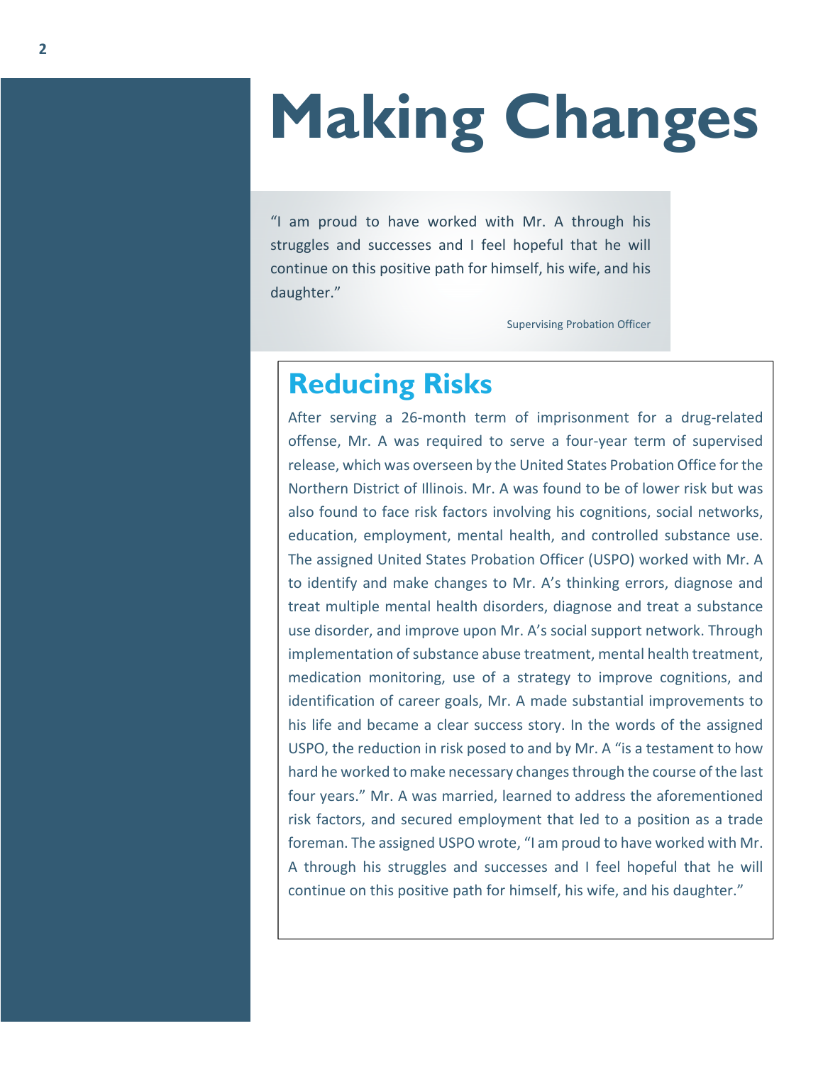# Making Changes

> "I am proud to have worked with Mr. A through his struggles and successes and I feel hopeful that he will continue on this positive path for himself, his wife, and his daughter."
>
> Supervising Probation Officer

## Reducing Risks

After serving a 26-month term of imprisonment for a drug-related offense, Mr. A was required to serve a four-year term of supervised release, which was overseen by the United States Probation Office for the Northern District of Illinois. Mr. A was found to be of lower risk but was also found to face risk factors involving his cognitions, social networks, education, employment, mental health, and controlled substance use. The assigned United States Probation Officer (USPO) worked with Mr. A to identify and make changes to Mr. A's thinking errors, diagnose and treat multiple mental health disorders, diagnose and treat a substance use disorder, and improve upon Mr. A's social support network. Through implementation of substance abuse treatment, mental health treatment, medication monitoring, use of a strategy to improve cognitions, and identification of career goals, Mr. A made substantial improvements to his life and became a clear success story. In the words of the assigned USPO, the reduction in risk posed to and by Mr. A "is a testament to how hard he worked to make necessary changes through the course of the last four years." Mr. A was married, learned to address the aforementioned risk factors, and secured employment that led to a position as a trade foreman. The assigned USPO wrote, "I am proud to have worked with Mr. A through his struggles and successes and I feel hopeful that he will continue on this positive path for himself, his wife, and his daughter."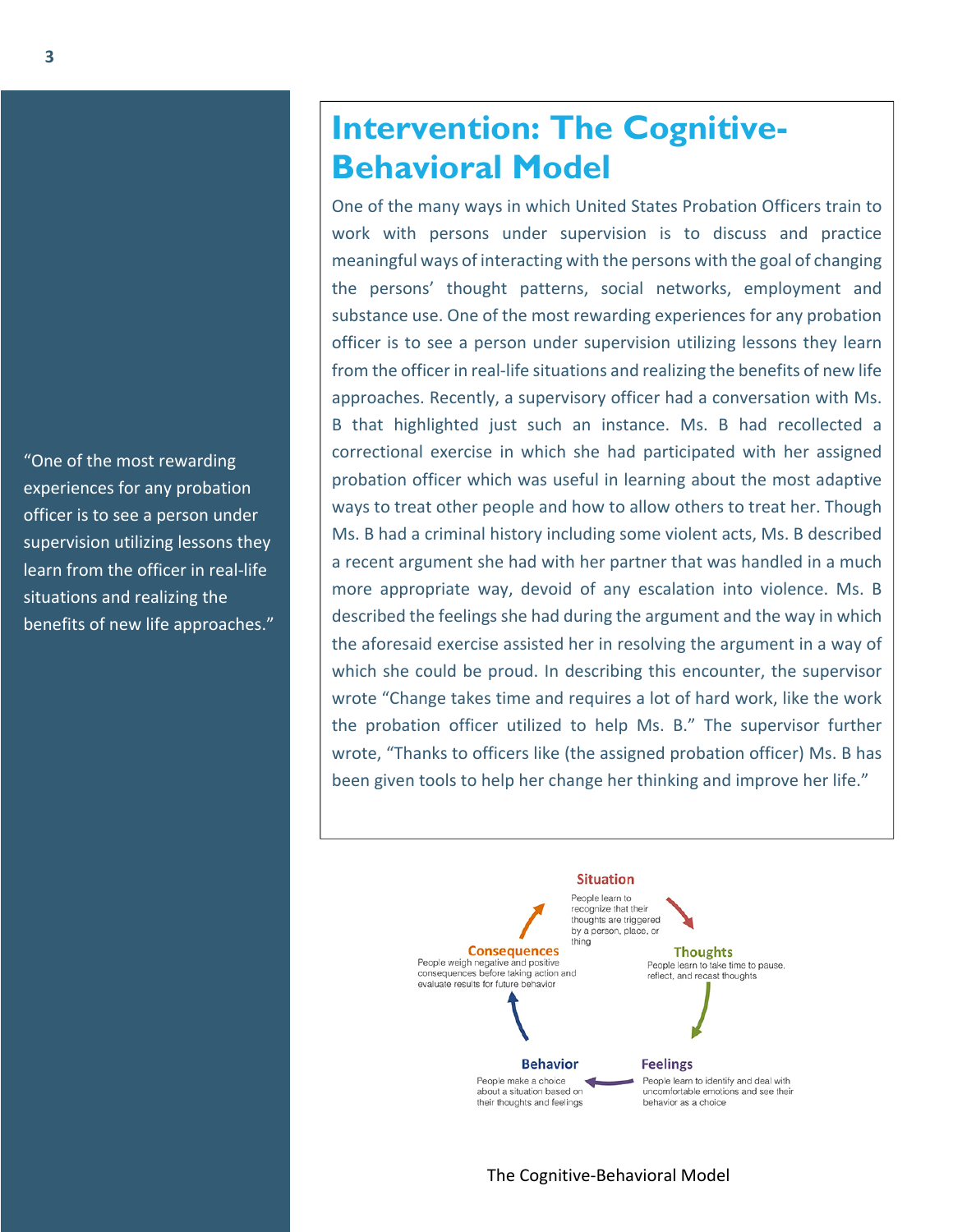# Intervention: The Cognitive-Behavioral Model

One of the many ways in which United States Probation Officers train to work with persons under supervision is to discuss and practice meaningful ways of interacting with the persons with the goal of changing the persons' thought patterns, social networks, employment and substance use. One of the most rewarding experiences for any probation officer is to see a person under supervision utilizing lessons they learn from the officer in real-life situations and realizing the benefits of new life approaches. Recently, a supervisory officer had a conversation with Ms. B that highlighted just such an instance. Ms. B had recollected a correctional exercise in which she had participated with her assigned probation officer which was useful in learning about the most adaptive ways to treat other people and how to allow others to treat her. Though Ms. B had a criminal history including some violent acts, Ms. B described a recent argument she had with her partner that was handled in a much more appropriate way, devoid of any escalation into violence. Ms. B described the feelings she had during the argument and the way in which the aforesaid exercise assisted her in resolving the argument in a way of which she could be proud. In describing this encounter, the supervisor wrote "Change takes time and requires a lot of hard work, like the work the probation officer utilized to help Ms. B." The supervisor further wrote, "Thanks to officers like (the assigned probation officer) Ms. B has been given tools to help her change her thinking and improve her life."

"One of the most rewarding experiences for any probation officer is to see a person under supervision utilizing lessons they learn from the officer in real-life situations and realizing the benefits of new life approaches."

**Situation**
People learn to recognize that their thoughts are triggered by a person, place, or thing

**Thoughts**
People learn to take time to pause, reflect, and recast thoughts

**Feelings**
People learn to identify and deal with uncomfortable emotions and see their behavior as a choice

**Behavior**
People make a choice about a situation based on their thoughts and feelings

**Consequences**
People weigh negative and positive consequences before taking action and evaluate results for future behavior

The Cognitive-Behavioral Model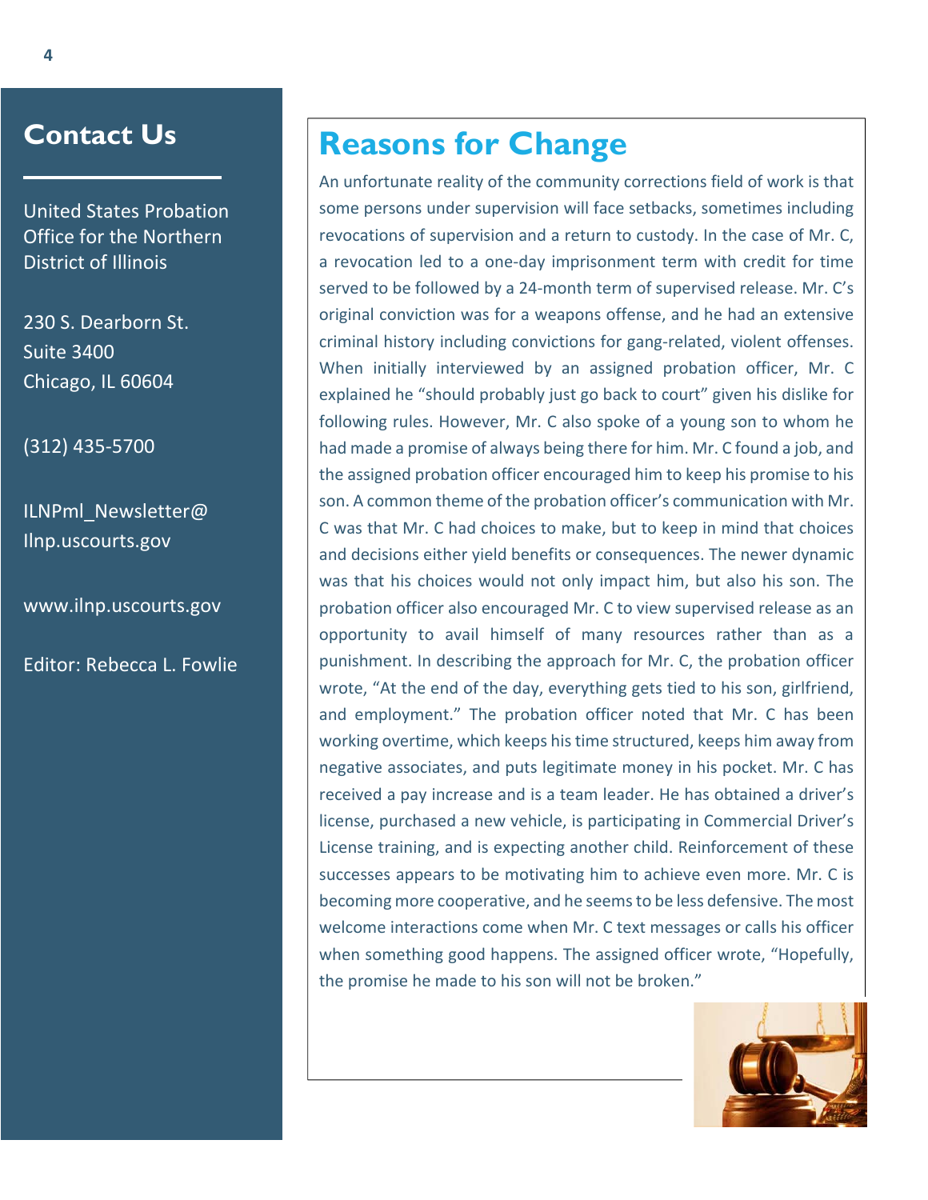## Contact Us

United States Probation Office for the Northern District of Illinois

230 S. Dearborn St.
Suite 3400
Chicago, IL 60604

(312) 435-5700

ILNPml_Newsletter@
Ilnp.uscourts.gov

www.ilnp.uscourts.gov

Editor: Rebecca L. Fowlie

# Reasons for Change

An unfortunate reality of the community corrections field of work is that some persons under supervision will face setbacks, sometimes including revocations of supervision and a return to custody. In the case of Mr. C, a revocation led to a one-day imprisonment term with credit for time served to be followed by a 24-month term of supervised release. Mr. C's original conviction was for a weapons offense, and he had an extensive criminal history including convictions for gang-related, violent offenses. When initially interviewed by an assigned probation officer, Mr. C explained he "should probably just go back to court" given his dislike for following rules. However, Mr. C also spoke of a young son to whom he had made a promise of always being there for him. Mr. C found a job, and the assigned probation officer encouraged him to keep his promise to his son. A common theme of the probation officer's communication with Mr. C was that Mr. C had choices to make, but to keep in mind that choices and decisions either yield benefits or consequences. The newer dynamic was that his choices would not only impact him, but also his son. The probation officer also encouraged Mr. C to view supervised release as an opportunity to avail himself of many resources rather than as a punishment. In describing the approach for Mr. C, the probation officer wrote, "At the end of the day, everything gets tied to his son, girlfriend, and employment." The probation officer noted that Mr. C has been working overtime, which keeps his time structured, keeps him away from negative associates, and puts legitimate money in his pocket. Mr. C has received a pay increase and is a team leader. He has obtained a driver's license, purchased a new vehicle, is participating in Commercial Driver's License training, and is expecting another child. Reinforcement of these successes appears to be motivating him to achieve even more. Mr. C is becoming more cooperative, and he seems to be less defensive. The most welcome interactions come when Mr. C text messages or calls his officer when something good happens. The assigned officer wrote, "Hopefully, the promise he made to his son will not be broken."